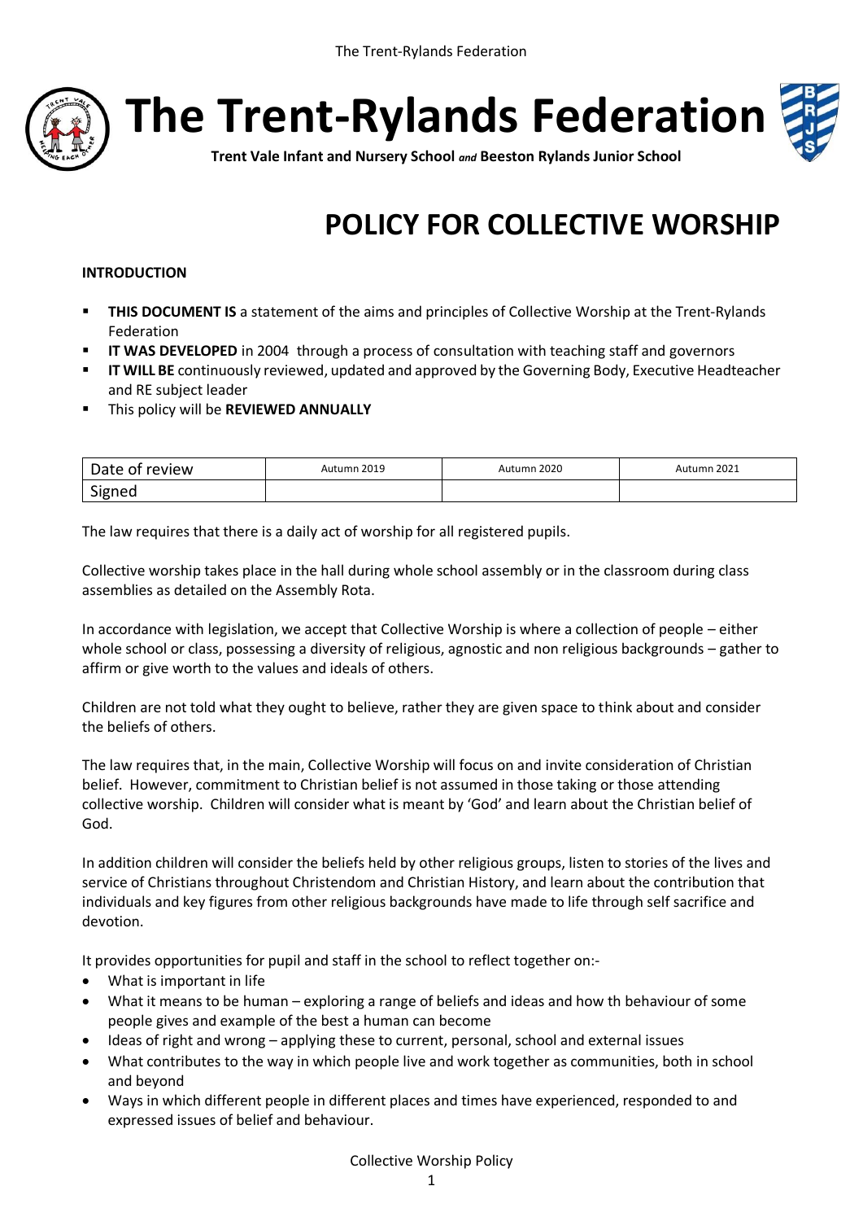# The Trent-Rylands Federation

**Trent Vale Infant and Nursery School** ***and*** **Beeston Rylands Junior School**

# POLICY FOR COLLECTIVE WORSHIP

**INTRODUCTION**

- **THIS DOCUMENT IS** a statement of the aims and principles of Collective Worship at the Trent-Rylands Federation
- **IT WAS DEVELOPED** in 2004 through a process of consultation with teaching staff and governors
- **IT WILL BE** continuously reviewed, updated and approved by the Governing Body, Executive Headteacher and RE subject leader
- This policy will be **REVIEWED ANNUALLY**

| Date of review | Autumn 2019 | Autumn 2020 | Autumn 2021 |
|---|---|---|---|
| Signed | | | |

The law requires that there is a daily act of worship for all registered pupils.

Collective worship takes place in the hall during whole school assembly or in the classroom during class assemblies as detailed on the Assembly Rota.

In accordance with legislation, we accept that Collective Worship is where a collection of people – either whole school or class, possessing a diversity of religious, agnostic and non religious backgrounds – gather to affirm or give worth to the values and ideals of others.

Children are not told what they ought to believe, rather they are given space to think about and consider the beliefs of others.

The law requires that, in the main, Collective Worship will focus on and invite consideration of Christian belief. However, commitment to Christian belief is not assumed in those taking or those attending collective worship. Children will consider what is meant by 'God' and learn about the Christian belief of God.

In addition children will consider the beliefs held by other religious groups, listen to stories of the lives and service of Christians throughout Christendom and Christian History, and learn about the contribution that individuals and key figures from other religious backgrounds have made to life through self sacrifice and devotion.

It provides opportunities for pupil and staff in the school to reflect together on:-

- What is important in life
- What it means to be human – exploring a range of beliefs and ideas and how th behaviour of some people gives and example of the best a human can become
- Ideas of right and wrong – applying these to current, personal, school and external issues
- What contributes to the way in which people live and work together as communities, both in school and beyond
- Ways in which different people in different places and times have experienced, responded to and expressed issues of belief and behaviour.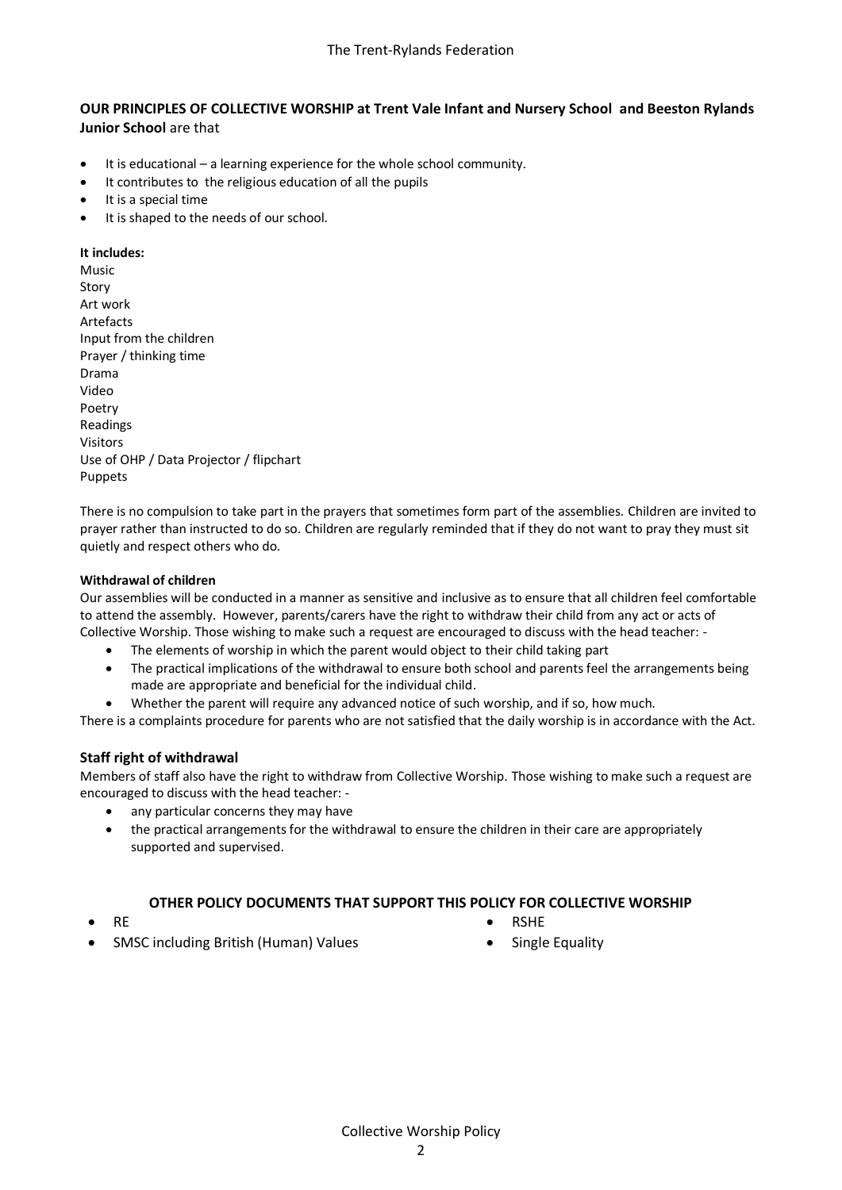**OUR PRINCIPLES OF COLLECTIVE WORSHIP at Trent Vale Infant and Nursery School and Beeston Rylands Junior School** are that

- It is educational – a learning experience for the whole school community.
- It contributes to the religious education of all the pupils
- It is a special time
- It is shaped to the needs of our school.

**It includes:**

Music
Story
Art work
Artefacts
Input from the children
Prayer / thinking time
Drama
Video
Poetry
Readings
Visitors
Use of OHP / Data Projector / flipchart
Puppets

There is no compulsion to take part in the prayers that sometimes form part of the assemblies. Children are invited to prayer rather than instructed to do so. Children are regularly reminded that if they do not want to pray they must sit quietly and respect others who do.

**Withdrawal of children**

Our assemblies will be conducted in a manner as sensitive and inclusive as to ensure that all children feel comfortable to attend the assembly. However, parents/carers have the right to withdraw their child from any act or acts of Collective Worship. Those wishing to make such a request are encouraged to discuss with the head teacher: -

- The elements of worship in which the parent would object to their child taking part
- The practical implications of the withdrawal to ensure both school and parents feel the arrangements being made are appropriate and beneficial for the individual child.
- Whether the parent will require any advanced notice of such worship, and if so, how much.

There is a complaints procedure for parents who are not satisfied that the daily worship is in accordance with the Act.

### Staff right of withdrawal

Members of staff also have the right to withdraw from Collective Worship. Those wishing to make such a request are encouraged to discuss with the head teacher: -

- any particular concerns they may have
- the practical arrangements for the withdrawal to ensure the children in their care are appropriately supported and supervised.

### OTHER POLICY DOCUMENTS THAT SUPPORT THIS POLICY FOR COLLECTIVE WORSHIP

- RE
- SMSC including British (Human) Values
- RSHE
- Single Equality